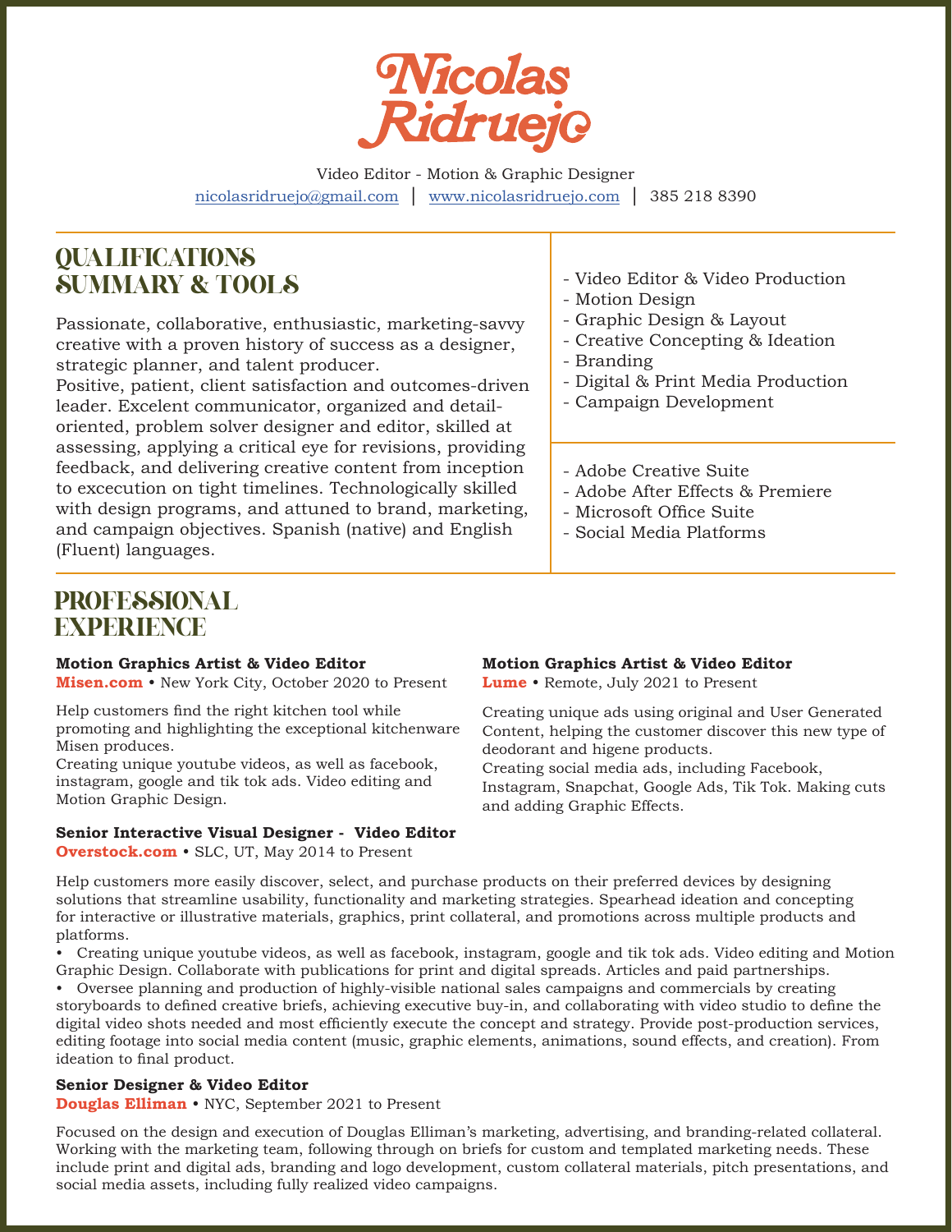# Nicolas Ridruejo

Video Editor - Motion & Graphic Designer

nicolasridruejo@gmail.com | www.nicolasridruejo.com | 385 218 8390

## QUALIFICATIONS SUMMARY & TOOLS

Passionate, collaborative, enthusiastic, marketing-savvy creative with a proven history of success as a designer, strategic planner, and talent producer.
Positive, patient, client satisfaction and outcomes-driven leader. Excelent communicator, organized and detail-oriented, problem solver designer and editor, skilled at assessing, applying a critical eye for revisions, providing feedback, and delivering creative content from inception to excecution on tight timelines. Technologically skilled with design programs, and attuned to brand, marketing, and campaign objectives. Spanish (native) and English (Fluent) languages.

- Video Editor & Video Production
- Motion Design
- Graphic Design & Layout
- Creative Concepting & Ideation
- Branding
- Digital & Print Media Production
- Campaign Development

- Adobe Creative Suite
- Adobe After Effects & Premiere
- Microsoft Office Suite
- Social Media Platforms

## PROFESSIONAL EXPERIENCE

**Motion Graphics Artist & Video Editor**
**Misen.com** • New York City, October 2020 to Present

Help customers find the right kitchen tool while promoting and highlighting the exceptional kitchenware Misen produces.
Creating unique youtube videos, as well as facebook, instagram, google and tik tok ads. Video editing and Motion Graphic Design.

**Motion Graphics Artist & Video Editor**
**Lume** • Remote, July 2021 to Present

Creating unique ads using original and User Generated Content, helping the customer discover this new type of deodorant and higene products.
Creating social media ads, including Facebook, Instagram, Snapchat, Google Ads, Tik Tok. Making cuts and adding Graphic Effects.

**Senior Interactive Visual Designer - Video Editor**
**Overstock.com** • SLC, UT, May 2014 to Present

Help customers more easily discover, select, and purchase products on their preferred devices by designing solutions that streamline usability, functionality and marketing strategies. Spearhead ideation and concepting for interactive or illustrative materials, graphics, print collateral, and promotions across multiple products and platforms.

- Creating unique youtube videos, as well as facebook, instagram, google and tik tok ads. Video editing and Motion Graphic Design. Collaborate with publications for print and digital spreads. Articles and paid partnerships.
- Oversee planning and production of highly-visible national sales campaigns and commercials by creating storyboards to defined creative briefs, achieving executive buy-in, and collaborating with video studio to define the digital video shots needed and most efficiently execute the concept and strategy. Provide post-production services, editing footage into social media content (music, graphic elements, animations, sound effects, and creation). From ideation to final product.

**Senior Designer & Video Editor**
**Douglas Elliman** • NYC, September 2021 to Present

Focused on the design and execution of Douglas Elliman's marketing, advertising, and branding-related collateral. Working with the marketing team, following through on briefs for custom and templated marketing needs. These include print and digital ads, branding and logo development, custom collateral materials, pitch presentations, and social media assets, including fully realized video campaigns.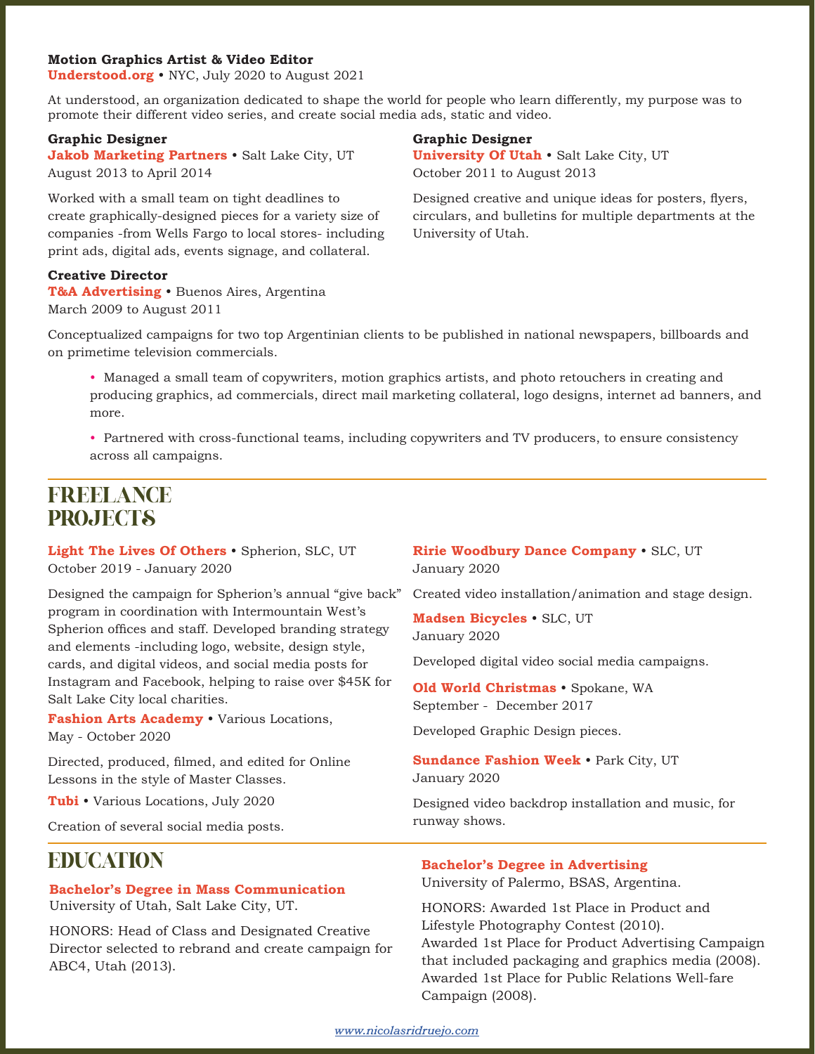**Motion Graphics Artist & Video Editor**
**Understood.org** • NYC, July 2020 to August 2021

At understood, an organization dedicated to shape the world for people who learn differently, my purpose was to promote their different video series, and create social media ads, static and video.

**Graphic Designer**
**Jakob Marketing Partners** • Salt Lake City, UT
August 2013 to April 2014

Worked with a small team on tight deadlines to create graphically-designed pieces for a variety size of companies -from Wells Fargo to local stores- including print ads, digital ads, events signage, and collateral.

**Graphic Designer**
**University Of Utah** • Salt Lake City, UT
October 2011 to August 2013

Designed creative and unique ideas for posters, flyers, circulars, and bulletins for multiple departments at the University of Utah.

**Creative Director**
**T&A Advertising** • Buenos Aires, Argentina
March 2009 to August 2011

Conceptualized campaigns for two top Argentinian clients to be published in national newspapers, billboards and on primetime television commercials.

- Managed a small team of copywriters, motion graphics artists, and photo retouchers in creating and producing graphics, ad commercials, direct mail marketing collateral, logo designs, internet ad banners, and more.
- Partnered with cross-functional teams, including copywriters and TV producers, to ensure consistency across all campaigns.

## FREELANCE PROJECTS

**Light The Lives Of Others** • Spherion, SLC, UT
October 2019 - January 2020

Designed the campaign for Spherion's annual "give back" program in coordination with Intermountain West's Spherion offices and staff. Developed branding strategy and elements -including logo, website, design style, cards, and digital videos, and social media posts for Instagram and Facebook, helping to raise over $45K for Salt Lake City local charities.

**Fashion Arts Academy** • Various Locations,
May - October 2020

Directed, produced, filmed, and edited for Online Lessons in the style of Master Classes.

**Tubi** • Various Locations, July 2020

Creation of several social media posts.

**Ririe Woodbury Dance Company** • SLC, UT
January 2020

Created video installation/animation and stage design.

**Madsen Bicycles** • SLC, UT
January 2020

Developed digital video social media campaigns.

**Old World Christmas** • Spokane, WA
September - December 2017

Developed Graphic Design pieces.

**Sundance Fashion Week** • Park City, UT
January 2020

Designed video backdrop installation and music, for runway shows.

## EDUCATION

**Bachelor's Degree in Mass Communication**
University of Utah, Salt Lake City, UT.

HONORS: Head of Class and Designated Creative Director selected to rebrand and create campaign for ABC4, Utah (2013).

**Bachelor's Degree in Advertising**
University of Palermo, BSAS, Argentina.

HONORS: Awarded 1st Place in Product and Lifestyle Photography Contest (2010).
Awarded 1st Place for Product Advertising Campaign that included packaging and graphics media (2008).
Awarded 1st Place for Public Relations Well-fare Campaign (2008).

www.nicolasridruejo.com